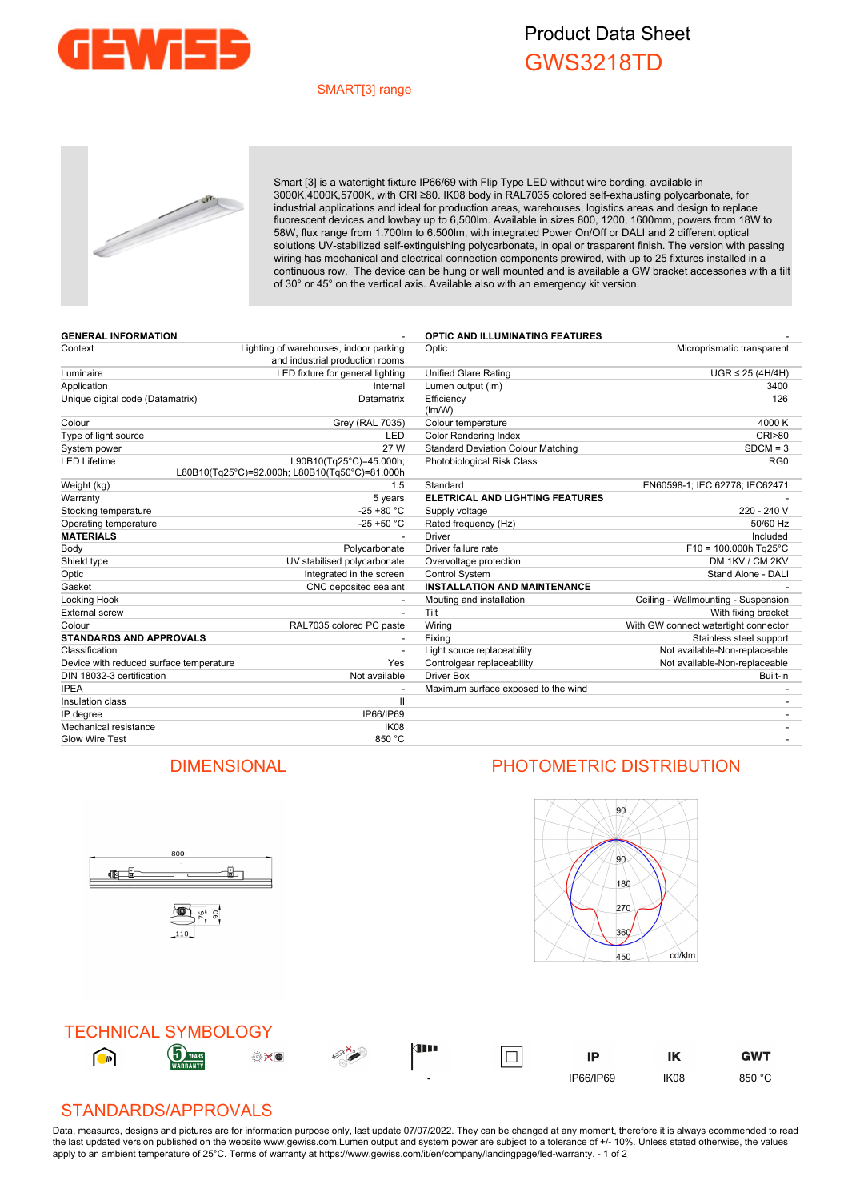# Product Data Sheet
## GWS3218TD

SMART[3] range

Smart [3] is a watertight fixture IP66/69 with Flip Type LED without wire bording, available in 3000K,4000K,5700K, with CRI ≥80. IK08 body in RAL7035 colored self-exhausting polycarbonate, for industrial applications and ideal for production areas, warehouses, logistics areas and design to replace fluorescent devices and lowbay up to 6,500lm. Available in sizes 800, 1200, 1600mm, powers from 18W to 58W, flux range from 1.700lm to 6.500lm, with integrated Power On/Off or DALI and 2 different optical solutions UV-stabilized self-extinguishing polycarbonate, in opal or trasparent finish. The version with passing wiring has mechanical and electrical connection components prewired, with up to 25 fixtures installed in a continuous row. The device can be hung or wall mounted and is available a GW bracket accessories with a tilt of 30° or 45° on the vertical axis. Available also with an emergency kit version.

| **GENERAL INFORMATION** | - |
|---|---|
| Context | Lighting of warehouses, indoor parking and industrial production rooms |
| Luminaire | LED fixture for general lighting |
| Application | Internal |
| Unique digital code (Datamatrix) | Datamatrix |
| Colour | Grey (RAL 7035) |
| Type of light source | LED |
| System power | 27 W |
| LED Lifetime | L90B10(Tq25°C)=45.000h; L80B10(Tq25°C)=92.000h; L80B10(Tq50°C)=81.000h |
| Weight (kg) | 1.5 |
| Warranty | 5 years |
| Stocking temperature | -25 +80 °C |
| Operating temperature | -25 +50 °C |
| **MATERIALS** | - |
| Body | Polycarbonate |
| Shield type | UV stabilised polycarbonate |
| Optic | Integrated in the screen |
| Gasket | CNC deposited sealant |
| Locking Hook | - |
| External screw | - |
| Colour | RAL7035 colored PC paste |
| **STANDARDS AND APPROVALS** | - |
| Classification | - |
| Device with reduced surface temperature | Yes |
| DIN 18032-3 certification | Not available |
| IPEA | - |
| Insulation class | II |
| IP degree | IP66/IP69 |
| Mechanical resistance | IK08 |
| Glow Wire Test | 850 °C |

| **OPTIC AND ILLUMINATING FEATURES** | - |
|---|---|
| Optic | Microprismatic transparent |
| Unified Glare Rating | UGR ≤ 25 (4H/4H) |
| Lumen output (lm) | 3400 |
| Efficiency (lm/W) | 126 |
| Colour temperature | 4000 K |
| Color Rendering Index | CRI>80 |
| Standard Deviation Colour Matching | SDCM = 3 |
| Photobiological Risk Class | RG0 |
| Standard | EN60598-1; IEC 62778; IEC62471 |
| **ELETRICAL AND LIGHTING FEATURES** | - |
| Supply voltage | 220 - 240 V |
| Rated frequency (Hz) | 50/60 Hz |
| Driver | Included |
| Driver failure rate | F10 = 100.000h Tq25°C |
| Overvoltage protection | DM 1KV / CM 2KV |
| Control System | Stand Alone - DALI |
| **INSTALLATION AND MAINTENANCE** | - |
| Mouting and installation | Ceiling - Wallmounting - Suspension |
| Tilt | With fixing bracket |
| Wiring | With GW connect watertight connector |
| Fixing | Stainless steel support |
| Light souce replaceability | Not available-Non-replaceable |
| Controlgear replaceability | Not available-Non-replaceable |
| Driver Box | Built-in |
| Maximum surface exposed to the wind | - |
| | - |
| | - |
| | - |
| | - |

## DIMENSIONAL

800

76 90

110

## PHOTOMETRIC DISTRIBUTION

90, 90, 180, 270, 360, 450 cd/klm

## TECHNICAL SYMBOLOGY

| | | | | | | IP | IK | GWT |
|---|---|---|---|---|---|---|---|---|
| | | | | - | | IP66/IP69 | IK08 | 850 °C |

## STANDARDS/APPROVALS

Data, measures, designs and pictures are for information purpose only, last update 07/07/2022. They can be changed at any moment, therefore it is always ecommended to read the last updated version published on the website www.gewiss.com.Lumen output and system power are subject to a tolerance of +/- 10%. Unless stated otherwise, the values apply to an ambient temperature of 25°C. Terms of warranty at https://www.gewiss.com/it/en/company/landingpage/led-warranty.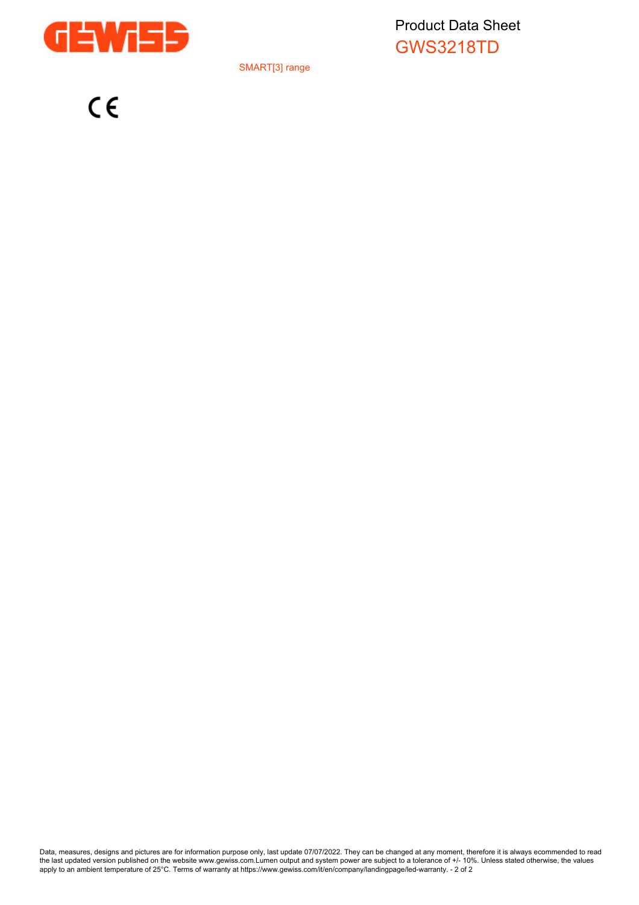CE